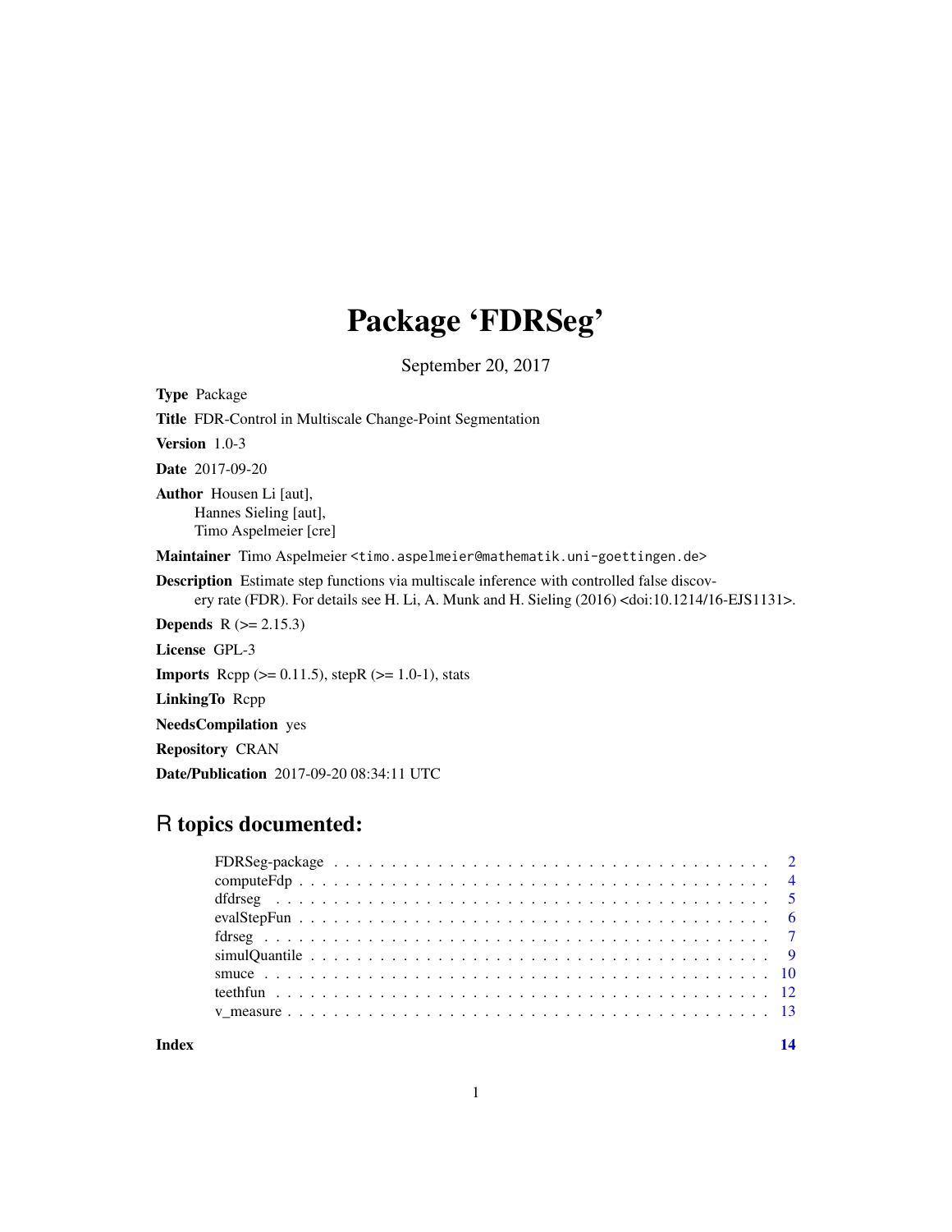# Package 'FDRSeg'

September 20, 2017

**Type** Package

**Title** FDR-Control in Multiscale Change-Point Segmentation

**Version** 1.0-3

**Date** 2017-09-20

**Author** Housen Li [aut],
Hannes Sieling [aut],
Timo Aspelmeier [cre]

**Maintainer** Timo Aspelmeier <timo.aspelmeier@mathematik.uni-goettingen.de>

**Description** Estimate step functions via multiscale inference with controlled false discovery rate (FDR). For details see H. Li, A. Munk and H. Sieling (2016) <doi:10.1214/16-EJS1131>.

**Depends** R (>= 2.15.3)

**License** GPL-3

**Imports** Rcpp (>= 0.11.5), stepR (>= 1.0-1), stats

**LinkingTo** Rcpp

**NeedsCompilation** yes

**Repository** CRAN

**Date/Publication** 2017-09-20 08:34:11 UTC

## R topics documented:

| | |
|---|---|
| FDRSeg-package | 2 |
| computeFdp | 4 |
| dfdrseg | 5 |
| evalStepFun | 6 |
| fdrseg | 7 |
| simulQuantile | 9 |
| smuce | 10 |
| teethfun | 12 |
| v_measure | 13 |
| **Index** | **14** |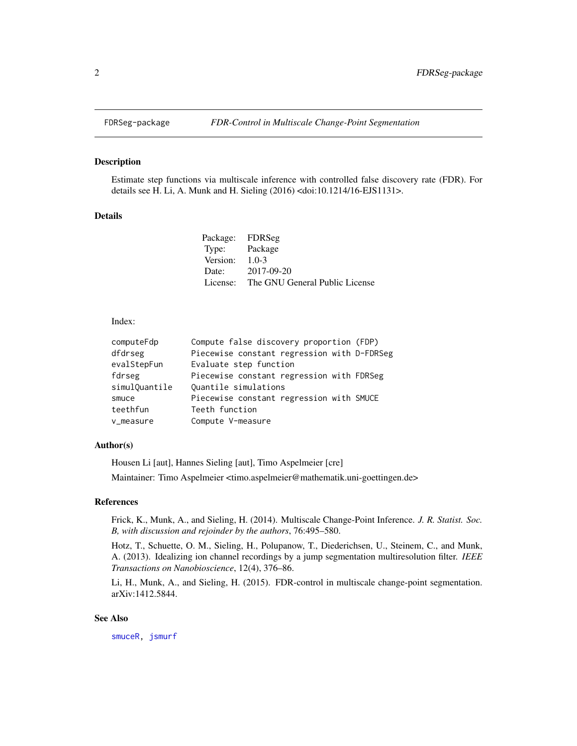`FDRSeg-package` *FDR-Control in Multiscale Change-Point Segmentation*

## Description

Estimate step functions via multiscale inference with controlled false discovery rate (FDR). For details see H. Li, A. Munk and H. Sieling (2016) <doi:10.1214/16-EJS1131>.

## Details

| | |
|---|---|
| Package: | FDRSeg |
| Type: | Package |
| Version: | 1.0-3 |
| Date: | 2017-09-20 |
| License: | The GNU General Public License |

Index:

```
computeFdp      Compute false discovery proportion (FDP)
dfdrseg         Piecewise constant regression with D-FDRSeg
evalStepFun     Evaluate step function
fdrseg          Piecewise constant regression with FDRSeg
simulQuantile   Quantile simulations
smuce           Piecewise constant regression with SMUCE
teethfun        Teeth function
v_measure       Compute V-measure
```

## Author(s)

Housen Li [aut], Hannes Sieling [aut], Timo Aspelmeier [cre]

Maintainer: Timo Aspelmeier <timo.aspelmeier@mathematik.uni-goettingen.de>

## References

Frick, K., Munk, A., and Sieling, H. (2014). Multiscale Change-Point Inference. *J. R. Statist. Soc. B, with discussion and rejoinder by the authors*, 76:495–580.

Hotz, T., Schuette, O. M., Sieling, H., Polupanow, T., Diederichsen, U., Steinem, C., and Munk, A. (2013). Idealizing ion channel recordings by a jump segmentation multiresolution filter. *IEEE Transactions on Nanobioscience*, 12(4), 376–86.

Li, H., Munk, A., and Sieling, H. (2015). FDR-control in multiscale change-point segmentation. arXiv:1412.5844.

## See Also

`smuceR`, `jsmurf`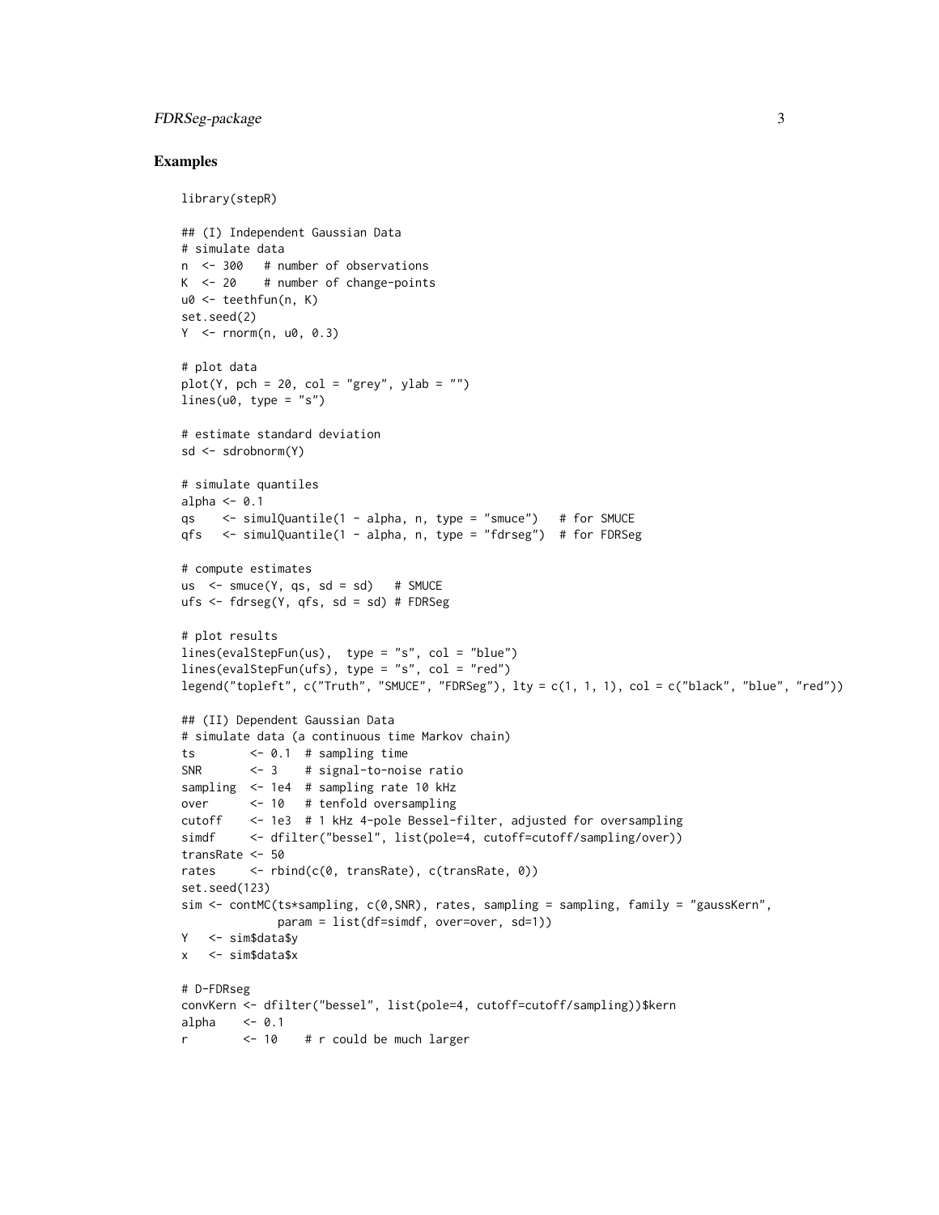## Examples

```
library(stepR)

## (I) Independent Gaussian Data
# simulate data
n  <- 300   # number of observations
K  <- 20    # number of change-points
u0 <- teethfun(n, K)
set.seed(2)
Y  <- rnorm(n, u0, 0.3)

# plot data
plot(Y, pch = 20, col = "grey", ylab = "")
lines(u0, type = "s")

# estimate standard deviation
sd <- sdrobnorm(Y)

# simulate quantiles
alpha <- 0.1
qs    <- simulQuantile(1 - alpha, n, type = "smuce")   # for SMUCE
qfs   <- simulQuantile(1 - alpha, n, type = "fdrseg")  # for FDRSeg

# compute estimates
us  <- smuce(Y, qs, sd = sd)   # SMUCE
ufs <- fdrseg(Y, qfs, sd = sd) # FDRSeg

# plot results
lines(evalStepFun(us),  type = "s", col = "blue")
lines(evalStepFun(ufs), type = "s", col = "red")
legend("topleft", c("Truth", "SMUCE", "FDRSeg"), lty = c(1, 1, 1), col = c("black", "blue", "red"))

## (II) Dependent Gaussian Data
# simulate data (a continuous time Markov chain)
ts        <- 0.1  # sampling time
SNR       <- 3    # signal-to-noise ratio
sampling  <- 1e4  # sampling rate 10 kHz
over      <- 10   # tenfold oversampling
cutoff    <- 1e3  # 1 kHz 4-pole Bessel-filter, adjusted for oversampling
simdf     <- dfilter("bessel", list(pole=4, cutoff=cutoff/sampling/over))
transRate <- 50
rates     <- rbind(c(0, transRate), c(transRate, 0))
set.seed(123)
sim <- contMC(ts*sampling, c(0,SNR), rates, sampling = sampling, family = "gaussKern",
              param = list(df=simdf, over=over, sd=1))
Y   <- sim$data$y
x   <- sim$data$x

# D-FDRseg
convKern <- dfilter("bessel", list(pole=4, cutoff=cutoff/sampling))$kern
alpha    <- 0.1
r        <- 10    # r could be much larger
```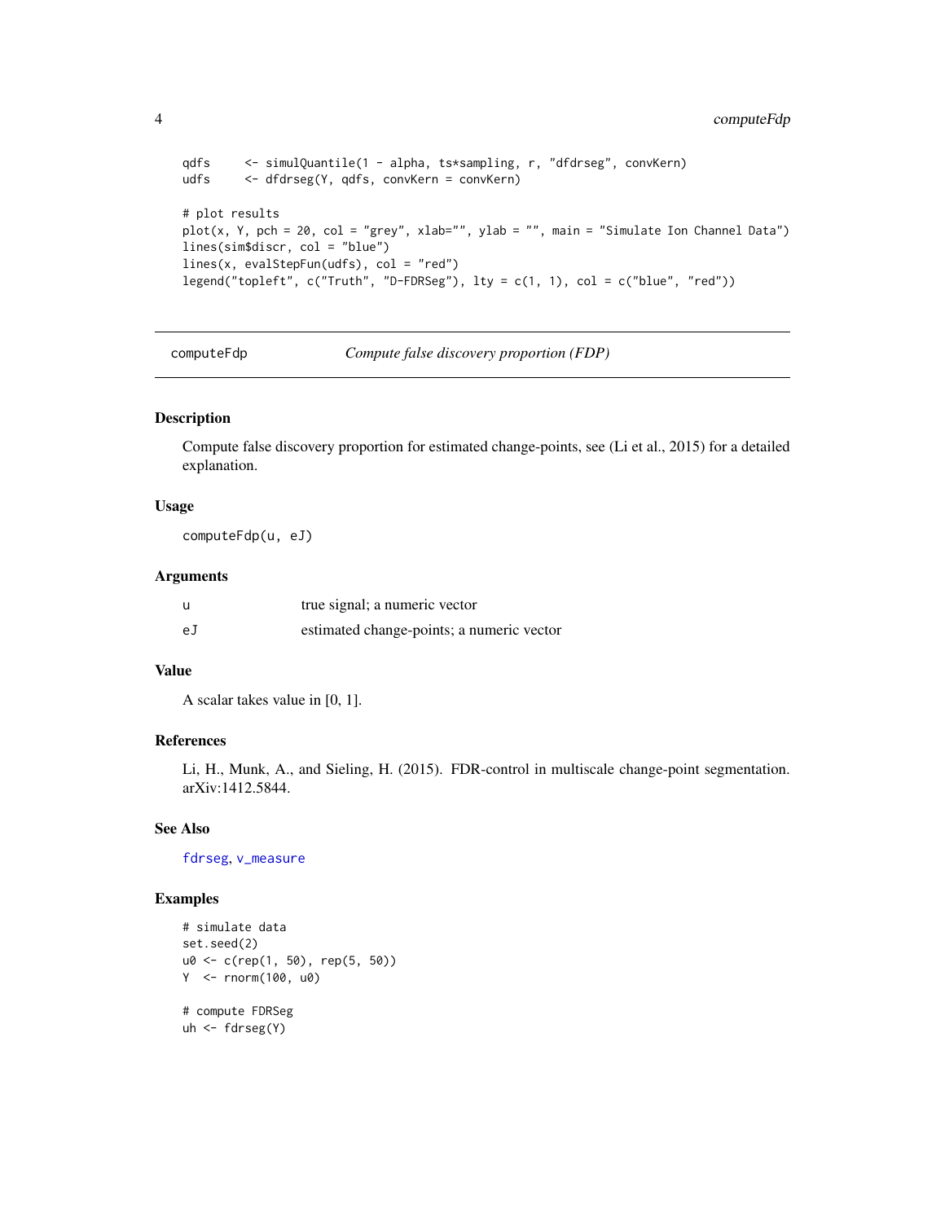```
qdfs     <- simulQuantile(1 - alpha, ts*sampling, r, "dfdrseg", convKern)
udfs     <- dfdrseg(Y, qdfs, convKern = convKern)

# plot results
plot(x, Y, pch = 20, col = "grey", xlab="", ylab = "", main = "Simulate Ion Channel Data")
lines(sim$discr, col = "blue")
lines(x, evalStepFun(udfs), col = "red")
legend("topleft", c("Truth", "D-FDRSeg"), lty = c(1, 1), col = c("blue", "red"))
```

---

## computeFdp — *Compute false discovery proportion (FDP)*

---

### Description

Compute false discovery proportion for estimated change-points, see (Li et al., 2015) for a detailed explanation.

### Usage

```
computeFdp(u, eJ)
```

### Arguments

| | |
|---|---|
| u | true signal; a numeric vector |
| eJ | estimated change-points; a numeric vector |

### Value

A scalar takes value in [0, 1].

### References

Li, H., Munk, A., and Sieling, H. (2015). FDR-control in multiscale change-point segmentation. arXiv:1412.5844.

### See Also

fdrseg, v_measure

### Examples

```
# simulate data
set.seed(2)
u0 <- c(rep(1, 50), rep(5, 50))
Y  <- rnorm(100, u0)

# compute FDRSeg
uh <- fdrseg(Y)
```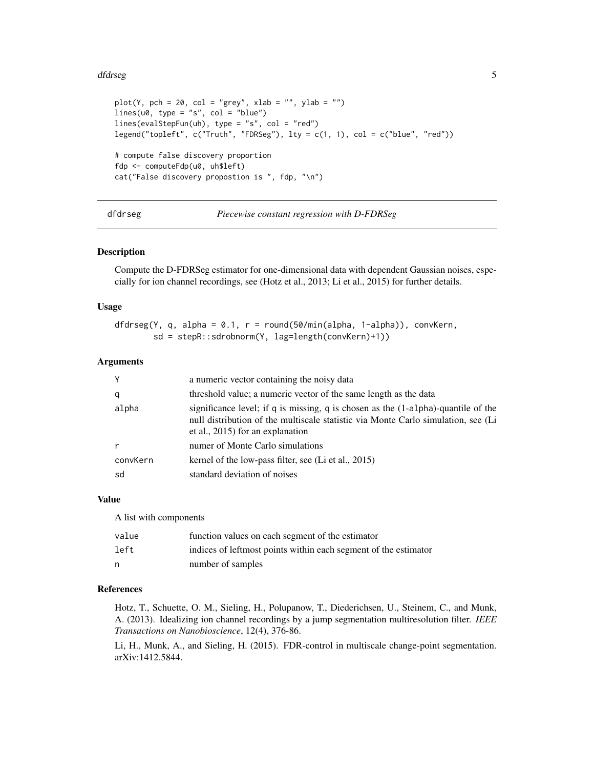```
plot(Y, pch = 20, col = "grey", xlab = "", ylab = "")
lines(u0, type = "s", col = "blue")
lines(evalStepFun(uh), type = "s", col = "red")
legend("topleft", c("Truth", "FDRSeg"), lty = c(1, 1), col = c("blue", "red"))

# compute false discovery proportion
fdp <- computeFdp(u0, uh$left)
cat("False discovery propostion is ", fdp, "\n")
```

---

## dfdrseg — *Piecewise constant regression with D-FDRSeg*

---

### Description

Compute the D-FDRSeg estimator for one-dimensional data with dependent Gaussian noises, especially for ion channel recordings, see (Hotz et al., 2013; Li et al., 2015) for further details.

### Usage

```
dfdrseg(Y, q, alpha = 0.1, r = round(50/min(alpha, 1-alpha)), convKern,
        sd = stepR::sdrobnorm(Y, lag=length(convKern)+1))
```

### Arguments

| | |
|---|---|
| `Y` | a numeric vector containing the noisy data |
| `q` | threshold value; a numeric vector of the same length as the data |
| `alpha` | significance level; if `q` is missing, `q` is chosen as the (1-`alpha`)-quantile of the null distribution of the multiscale statistic via Monte Carlo simulation, see (Li et al., 2015) for an explanation |
| `r` | numer of Monte Carlo simulations |
| `convKern` | kernel of the low-pass filter, see (Li et al., 2015) |
| `sd` | standard deviation of noises |

### Value

A list with components

| | |
|---|---|
| `value` | function values on each segment of the estimator |
| `left` | indices of leftmost points within each segment of the estimator |
| `n` | number of samples |

### References

Hotz, T., Schuette, O. M., Sieling, H., Polupanow, T., Diederichsen, U., Steinem, C., and Munk, A. (2013). Idealizing ion channel recordings by a jump segmentation multiresolution filter. *IEEE Transactions on Nanobioscience*, 12(4), 376-86.

Li, H., Munk, A., and Sieling, H. (2015). FDR-control in multiscale change-point segmentation. arXiv:1412.5844.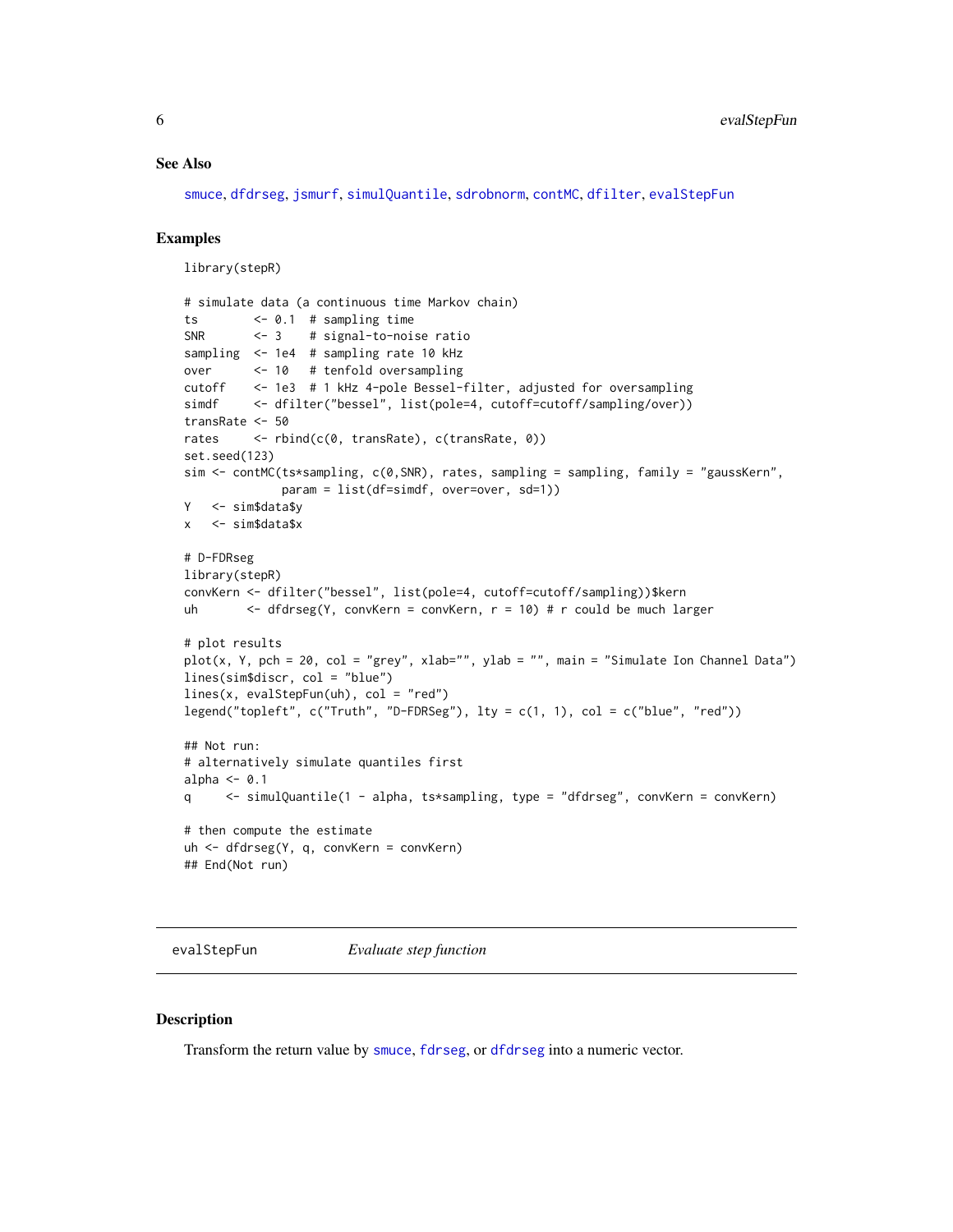## See Also

smuce, dfdrseg, jsmurf, simulQuantile, sdrobnorm, contMC, dfilter, evalStepFun

## Examples

```
library(stepR)

# simulate data (a continuous time Markov chain)
ts        <- 0.1  # sampling time
SNR       <- 3    # signal-to-noise ratio
sampling  <- 1e4  # sampling rate 10 kHz
over      <- 10   # tenfold oversampling
cutoff    <- 1e3  # 1 kHz 4-pole Bessel-filter, adjusted for oversampling
simdf     <- dfilter("bessel", list(pole=4, cutoff=cutoff/sampling/over))
transRate <- 50
rates     <- rbind(c(0, transRate), c(transRate, 0))
set.seed(123)
sim <- contMC(ts*sampling, c(0,SNR), rates, sampling = sampling, family = "gaussKern",
              param = list(df=simdf, over=over, sd=1))
Y   <- sim$data$y
x   <- sim$data$x

# D-FDRseg
library(stepR)
convKern <- dfilter("bessel", list(pole=4, cutoff=cutoff/sampling))$kern
uh       <- dfdrseg(Y, convKern = convKern, r = 10) # r could be much larger

# plot results
plot(x, Y, pch = 20, col = "grey", xlab="", ylab = "", main = "Simulate Ion Channel Data")
lines(sim$discr, col = "blue")
lines(x, evalStepFun(uh), col = "red")
legend("topleft", c("Truth", "D-FDRSeg"), lty = c(1, 1), col = c("blue", "red"))

## Not run:
# alternatively simulate quantiles first
alpha <- 0.1
q     <- simulQuantile(1 - alpha, ts*sampling, type = "dfdrseg", convKern = convKern)

# then compute the estimate
uh <- dfdrseg(Y, q, convKern = convKern)
## End(Not run)
```

---

## evalStepFun *Evaluate step function*

---

## Description

Transform the return value by smuce, fdrseg, or dfdrseg into a numeric vector.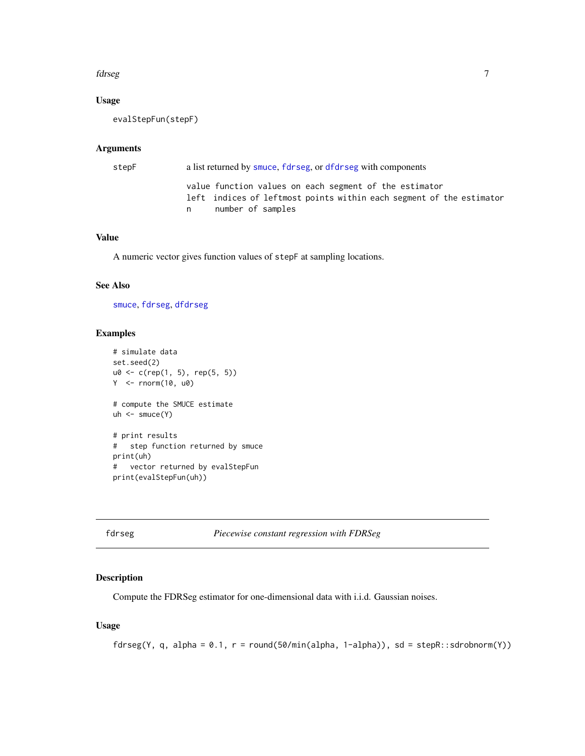## Usage

```
evalStepFun(stepF)
```

## Arguments

stepF — a list returned by smuce, fdrseg, or dfdrseg with components

```
value function values on each segment of the estimator
left  indices of leftmost points within each segment of the estimator
n     number of samples
```

## Value

A numeric vector gives function values of `stepF` at sampling locations.

## See Also

smuce, fdrseg, dfdrseg

## Examples

```
# simulate data
set.seed(2)
u0 <- c(rep(1, 5), rep(5, 5))
Y  <- rnorm(10, u0)

# compute the SMUCE estimate
uh <- smuce(Y)

# print results
#   step function returned by smuce
print(uh)
#   vector returned by evalStepFun
print(evalStepFun(uh))
```

---

# fdrseg — *Piecewise constant regression with FDRSeg*

## Description

Compute the FDRSeg estimator for one-dimensional data with i.i.d. Gaussian noises.

## Usage

```
fdrseg(Y, q, alpha = 0.1, r = round(50/min(alpha, 1-alpha)), sd = stepR::sdrobnorm(Y))
```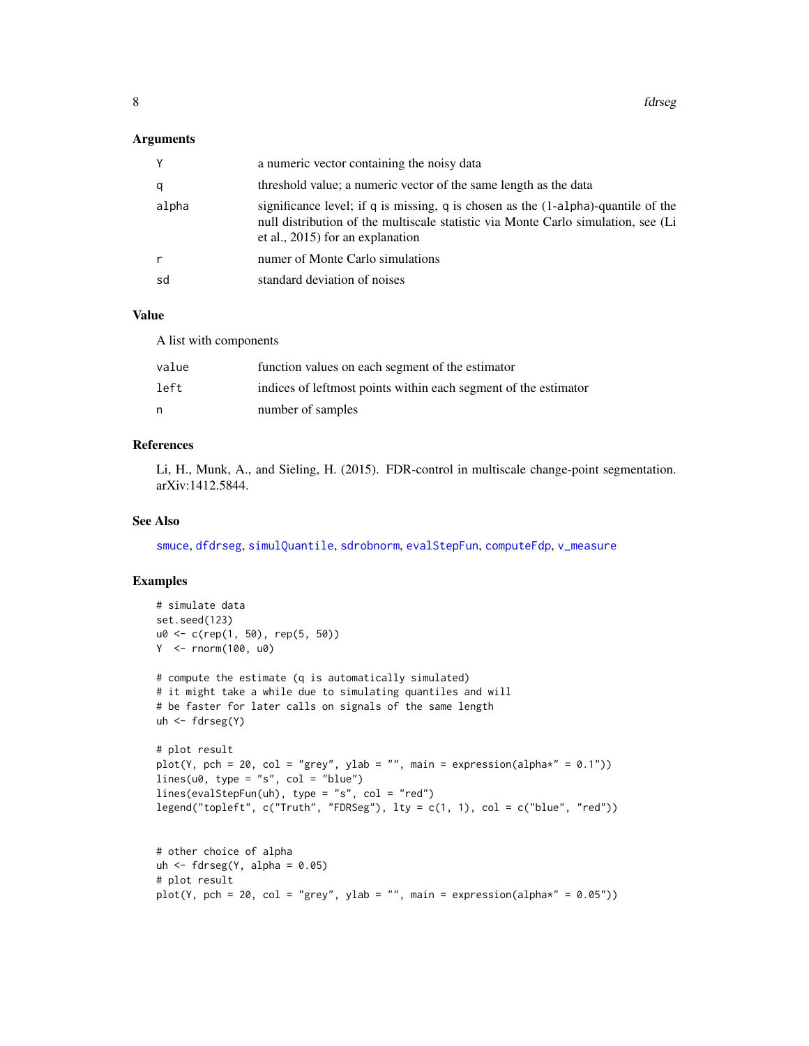### Arguments

| | |
|---|---|
| Y | a numeric vector containing the noisy data |
| q | threshold value; a numeric vector of the same length as the data |
| alpha | significance level; if q is missing, q is chosen as the (1-alpha)-quantile of the null distribution of the multiscale statistic via Monte Carlo simulation, see (Li et al., 2015) for an explanation |
| r | numer of Monte Carlo simulations |
| sd | standard deviation of noises |

### Value

A list with components

| | |
|---|---|
| value | function values on each segment of the estimator |
| left | indices of leftmost points within each segment of the estimator |
| n | number of samples |

### References

Li, H., Munk, A., and Sieling, H. (2015). FDR-control in multiscale change-point segmentation. arXiv:1412.5844.

### See Also

smuce, dfdrseg, simulQuantile, sdrobnorm, evalStepFun, computeFdp, v_measure

### Examples

```
# simulate data
set.seed(123)
u0 <- c(rep(1, 50), rep(5, 50))
Y  <- rnorm(100, u0)

# compute the estimate (q is automatically simulated)
# it might take a while due to simulating quantiles and will
# be faster for later calls on signals of the same length
uh <- fdrseg(Y)

# plot result
plot(Y, pch = 20, col = "grey", ylab = "", main = expression(alpha*" = 0.1"))
lines(u0, type = "s", col = "blue")
lines(evalStepFun(uh), type = "s", col = "red")
legend("topleft", c("Truth", "FDRSeg"), lty = c(1, 1), col = c("blue", "red"))


# other choice of alpha
uh <- fdrseg(Y, alpha = 0.05)
# plot result
plot(Y, pch = 20, col = "grey", ylab = "", main = expression(alpha*" = 0.05"))
```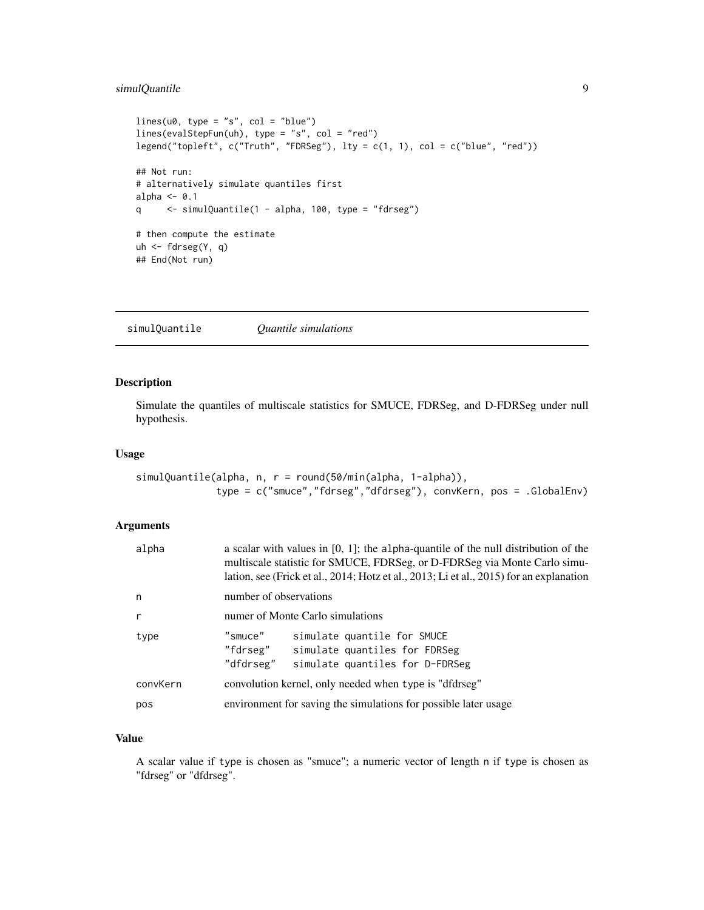```
lines(u0, type = "s", col = "blue")
lines(evalStepFun(uh), type = "s", col = "red")
legend("topleft", c("Truth", "FDRSeg"), lty = c(1, 1), col = c("blue", "red"))

## Not run:
# alternatively simulate quantiles first
alpha <- 0.1
q     <- simulQuantile(1 - alpha, 100, type = "fdrseg")

# then compute the estimate
uh <- fdrseg(Y, q)
## End(Not run)
```

## simulQuantile *Quantile simulations*

### Description

Simulate the quantiles of multiscale statistics for SMUCE, FDRSeg, and D-FDRSeg under null hypothesis.

### Usage

```
simulQuantile(alpha, n, r = round(50/min(alpha, 1-alpha)),
              type = c("smuce","fdrseg","dfdrseg"), convKern, pos = .GlobalEnv)
```

### Arguments

| | |
|---|---|
| alpha | a scalar with values in [0, 1]; the alpha-quantile of the null distribution of the multiscale statistic for SMUCE, FDRSeg, or D-FDRSeg via Monte Carlo simulation, see (Frick et al., 2014; Hotz et al., 2013; Li et al., 2015) for an explanation |
| n | number of observations |
| r | numer of Monte Carlo simulations |
| type | "smuce" simulate quantile for SMUCE<br>"fdrseg" simulate quantiles for FDRSeg<br>"dfdrseg" simulate quantiles for D-FDRSeg |
| convKern | convolution kernel, only needed when type is "dfdrseg" |
| pos | environment for saving the simulations for possible later usage |

### Value

A scalar value if type is chosen as "smuce"; a numeric vector of length n if type is chosen as "fdrseg" or "dfdrseg".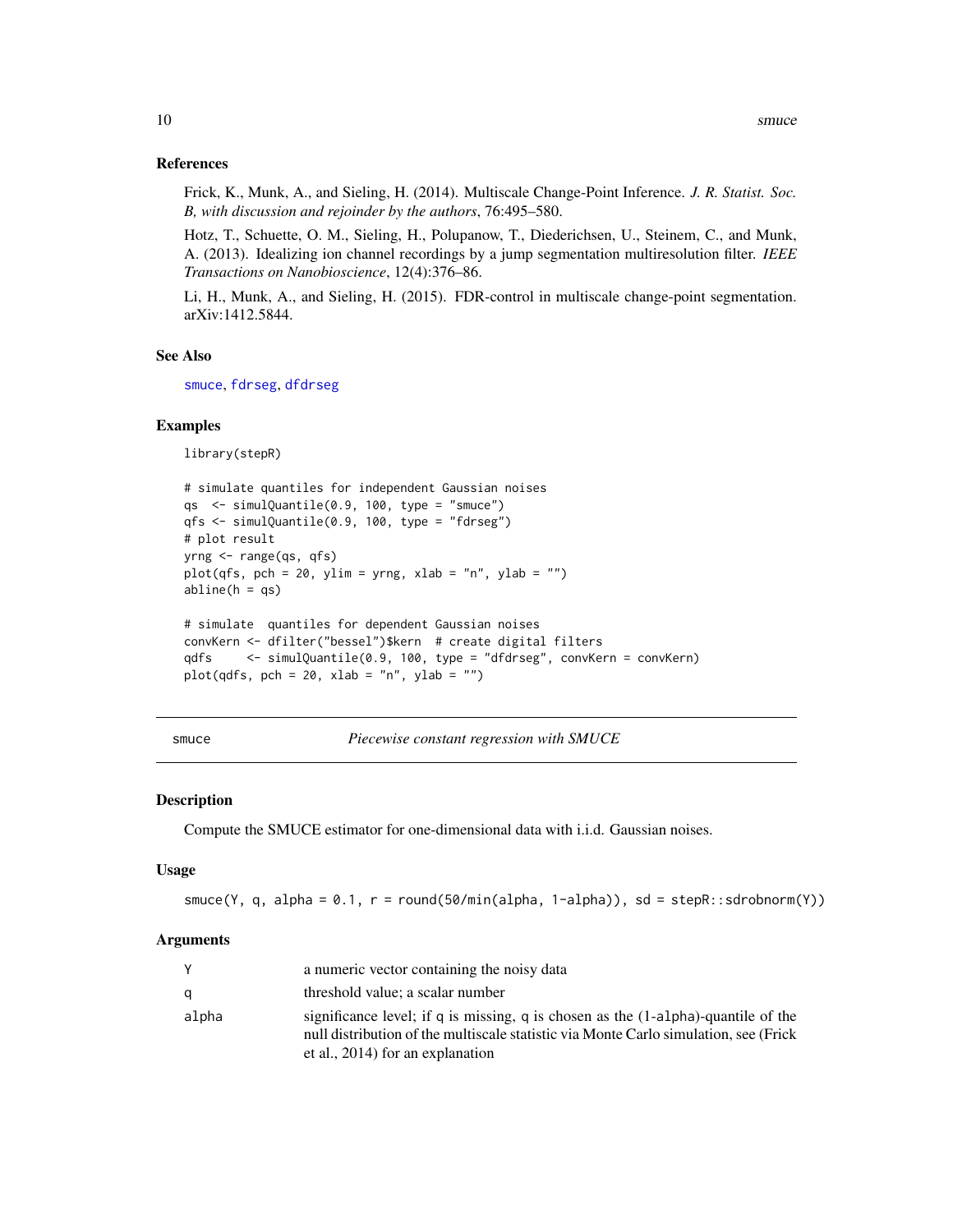### References

Frick, K., Munk, A., and Sieling, H. (2014). Multiscale Change-Point Inference. *J. R. Statist. Soc. B, with discussion and rejoinder by the authors*, 76:495–580.

Hotz, T., Schuette, O. M., Sieling, H., Polupanow, T., Diederichsen, U., Steinem, C., and Munk, A. (2013). Idealizing ion channel recordings by a jump segmentation multiresolution filter. *IEEE Transactions on Nanobioscience*, 12(4):376–86.

Li, H., Munk, A., and Sieling, H. (2015). FDR-control in multiscale change-point segmentation. arXiv:1412.5844.

### See Also

smuce, fdrseg, dfdrseg

### Examples

```
library(stepR)

# simulate quantiles for independent Gaussian noises
qs  <- simulQuantile(0.9, 100, type = "smuce")
qfs <- simulQuantile(0.9, 100, type = "fdrseg")
# plot result
yrng <- range(qs, qfs)
plot(qfs, pch = 20, ylim = yrng, xlab = "n", ylab = "")
abline(h = qs)

# simulate  quantiles for dependent Gaussian noises
convKern <- dfilter("bessel")$kern  # create digital filters
qdfs     <- simulQuantile(0.9, 100, type = "dfdrseg", convKern = convKern)
plot(qdfs, pch = 20, xlab = "n", ylab = "")
```

---

## smuce — *Piecewise constant regression with SMUCE*

### Description

Compute the SMUCE estimator for one-dimensional data with i.i.d. Gaussian noises.

### Usage

```
smuce(Y, q, alpha = 0.1, r = round(50/min(alpha, 1-alpha)), sd = stepR::sdrobnorm(Y))
```

### Arguments

| | |
|---|---|
| Y | a numeric vector containing the noisy data |
| q | threshold value; a scalar number |
| alpha | significance level; if q is missing, q is chosen as the (1-alpha)-quantile of the null distribution of the multiscale statistic via Monte Carlo simulation, see (Frick et al., 2014) for an explanation |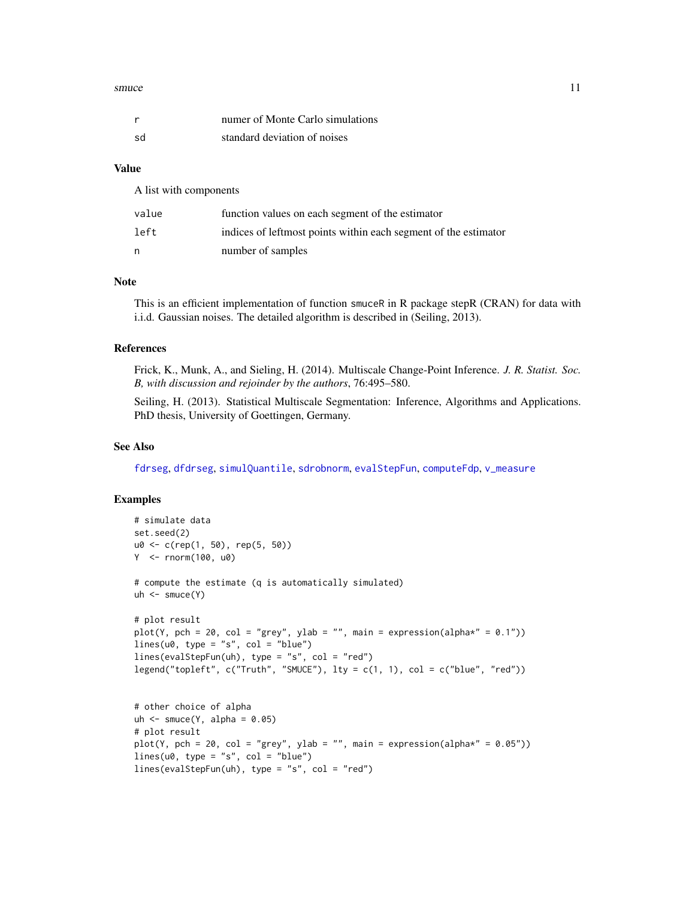| | |
|---|---|
| r | numer of Monte Carlo simulations |
| sd | standard deviation of noises |

## Value

A list with components

| | |
|---|---|
| value | function values on each segment of the estimator |
| left | indices of leftmost points within each segment of the estimator |
| n | number of samples |

## Note

This is an efficient implementation of function smuceR in R package stepR (CRAN) for data with i.i.d. Gaussian noises. The detailed algorithm is described in (Seiling, 2013).

## References

Frick, K., Munk, A., and Sieling, H. (2014). Multiscale Change-Point Inference. *J. R. Statist. Soc. B, with discussion and rejoinder by the authors*, 76:495–580.

Seiling, H. (2013). Statistical Multiscale Segmentation: Inference, Algorithms and Applications. PhD thesis, University of Goettingen, Germany.

## See Also

fdrseg, dfdrseg, simulQuantile, sdrobnorm, evalStepFun, computeFdp, v_measure

## Examples

```
# simulate data
set.seed(2)
u0 <- c(rep(1, 50), rep(5, 50))
Y  <- rnorm(100, u0)

# compute the estimate (q is automatically simulated)
uh <- smuce(Y)

# plot result
plot(Y, pch = 20, col = "grey", ylab = "", main = expression(alpha*" = 0.1"))
lines(u0, type = "s", col = "blue")
lines(evalStepFun(uh), type = "s", col = "red")
legend("topleft", c("Truth", "SMUCE"), lty = c(1, 1), col = c("blue", "red"))


# other choice of alpha
uh <- smuce(Y, alpha = 0.05)
# plot result
plot(Y, pch = 20, col = "grey", ylab = "", main = expression(alpha*" = 0.05"))
lines(u0, type = "s", col = "blue")
lines(evalStepFun(uh), type = "s", col = "red")
```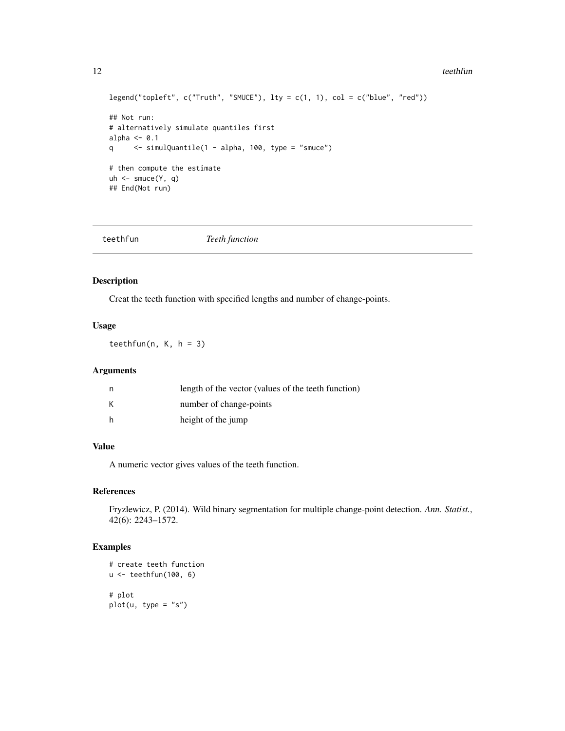```
legend("topleft", c("Truth", "SMUCE"), lty = c(1, 1), col = c("blue", "red"))

## Not run:
# alternatively simulate quantiles first
alpha <- 0.1
q     <- simulQuantile(1 - alpha, 100, type = "smuce")

# then compute the estimate
uh <- smuce(Y, q)
## End(Not run)
```

---

## teethfun *Teeth function*

---

### Description

Creat the teeth function with specified lengths and number of change-points.

### Usage

```
teethfun(n, K, h = 3)
```

### Arguments

| | |
|---|---|
| n | length of the vector (values of the teeth function) |
| K | number of change-points |
| h | height of the jump |

### Value

A numeric vector gives values of the teeth function.

### References

Fryzlewicz, P. (2014). Wild binary segmentation for multiple change-point detection. *Ann. Statist.*, 42(6): 2243–1572.

### Examples

```
# create teeth function
u <- teethfun(100, 6)

# plot
plot(u, type = "s")
```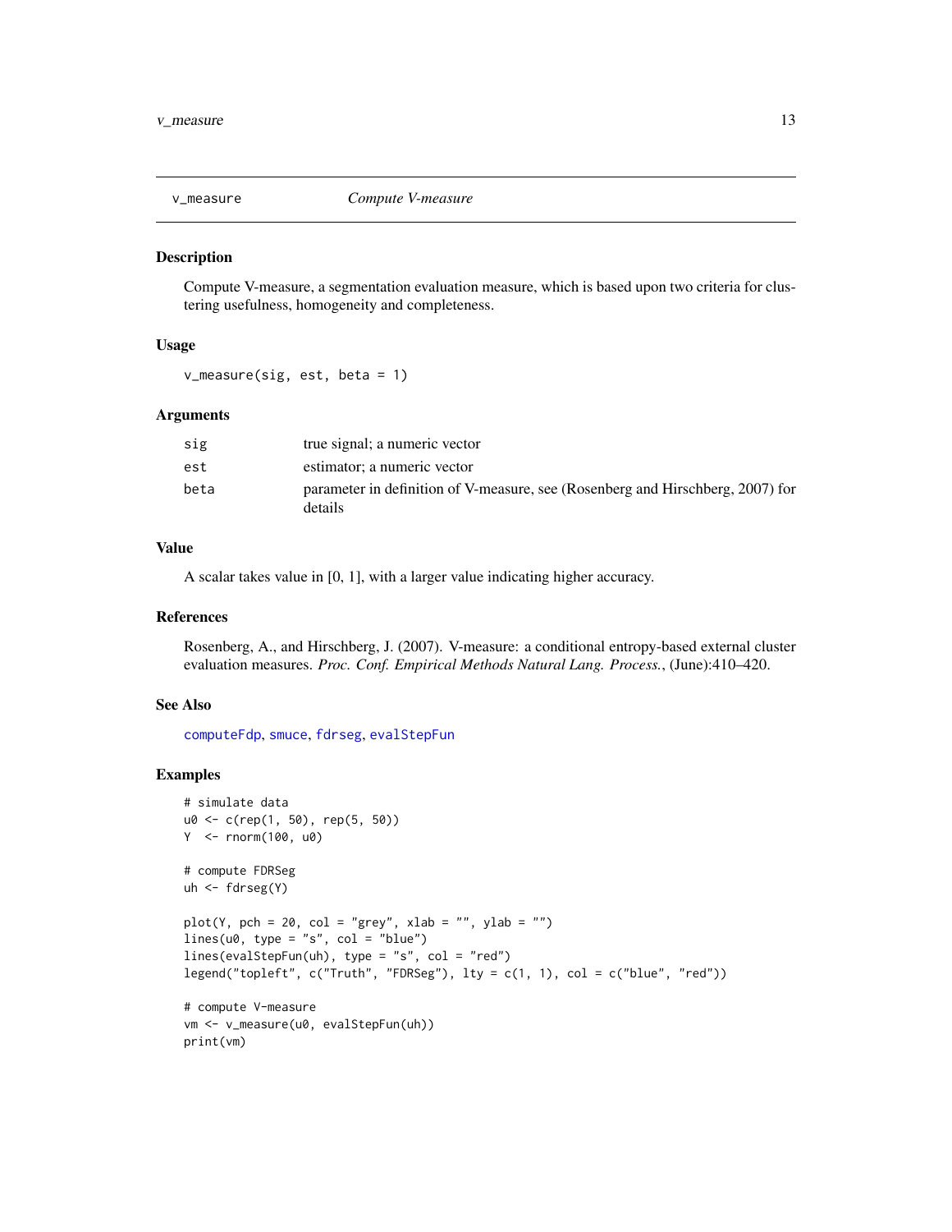## v_measure — *Compute V-measure*

### Description

Compute V-measure, a segmentation evaluation measure, which is based upon two criteria for clustering usefulness, homogeneity and completeness.

### Usage

```
v_measure(sig, est, beta = 1)
```

### Arguments

| | |
|---|---|
| sig | true signal; a numeric vector |
| est | estimator; a numeric vector |
| beta | parameter in definition of V-measure, see (Rosenberg and Hirschberg, 2007) for details |

### Value

A scalar takes value in [0, 1], with a larger value indicating higher accuracy.

### References

Rosenberg, A., and Hirschberg, J. (2007). V-measure: a conditional entropy-based external cluster evaluation measures. *Proc. Conf. Empirical Methods Natural Lang. Process.*, (June):410–420.

### See Also

computeFdp, smuce, fdrseg, evalStepFun

### Examples

```
# simulate data
u0 <- c(rep(1, 50), rep(5, 50))
Y  <- rnorm(100, u0)

# compute FDRSeg
uh <- fdrseg(Y)

plot(Y, pch = 20, col = "grey", xlab = "", ylab = "")
lines(u0, type = "s", col = "blue")
lines(evalStepFun(uh), type = "s", col = "red")
legend("topleft", c("Truth", "FDRSeg"), lty = c(1, 1), col = c("blue", "red"))

# compute V-measure
vm <- v_measure(u0, evalStepFun(uh))
print(vm)
```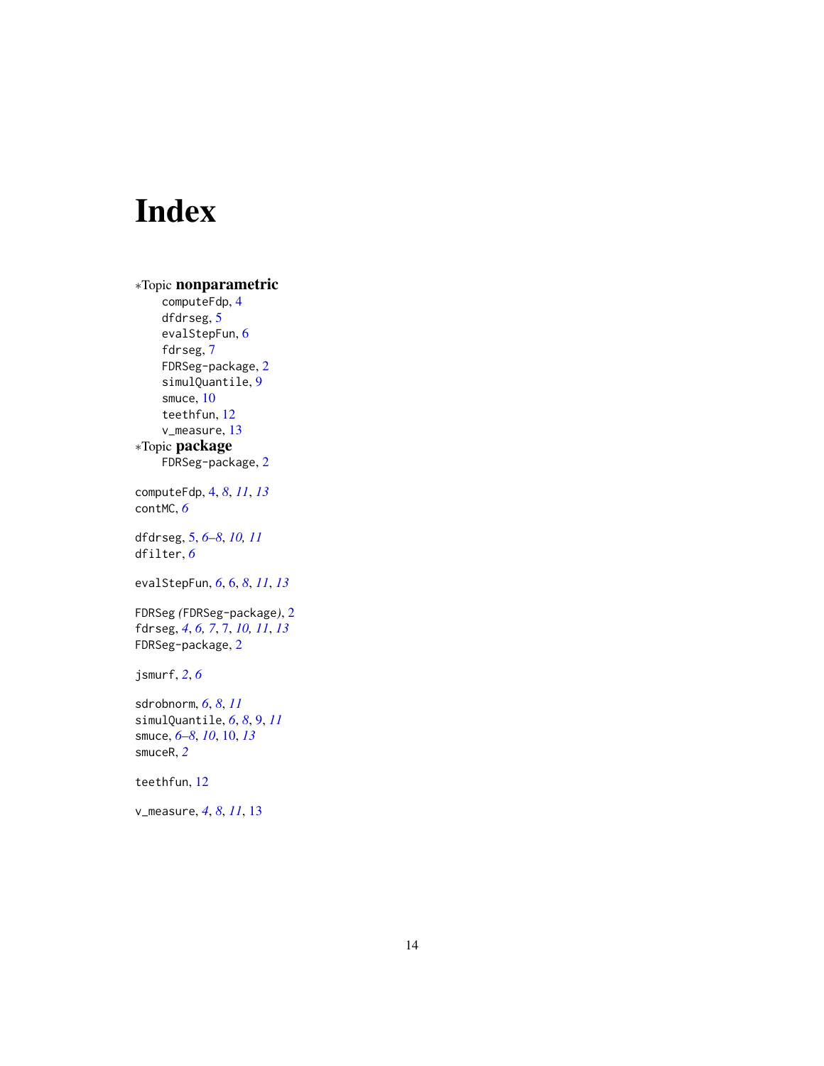# Index

*Topic **nonparametric**
- computeFdp, 4
- dfdrseg, 5
- evalStepFun, 6
- fdrseg, 7
- FDRSeg-package, 2
- simulQuantile, 9
- smuce, 10
- teethfun, 12
- v_measure, 13

*Topic **package**
- FDRSeg-package, 2

computeFdp, 4, *8*, *11*, *13*
contMC, *6*

dfdrseg, 5, *6–8*, *10, 11*
dfilter, *6*

evalStepFun, *6*, 6, *8*, *11*, *13*

FDRSeg (FDRSeg-package), 2
fdrseg, *4*, *6, 7*, 7, *10, 11*, *13*
FDRSeg-package, 2

jsmurf, *2*, *6*

sdrobnorm, *6*, *8*, *11*
simulQuantile, *6*, *8*, 9, *11*
smuce, *6–8*, *10*, 10, *13*
smuceR, *2*

teethfun, 12

v_measure, *4*, *8*, *11*, 13